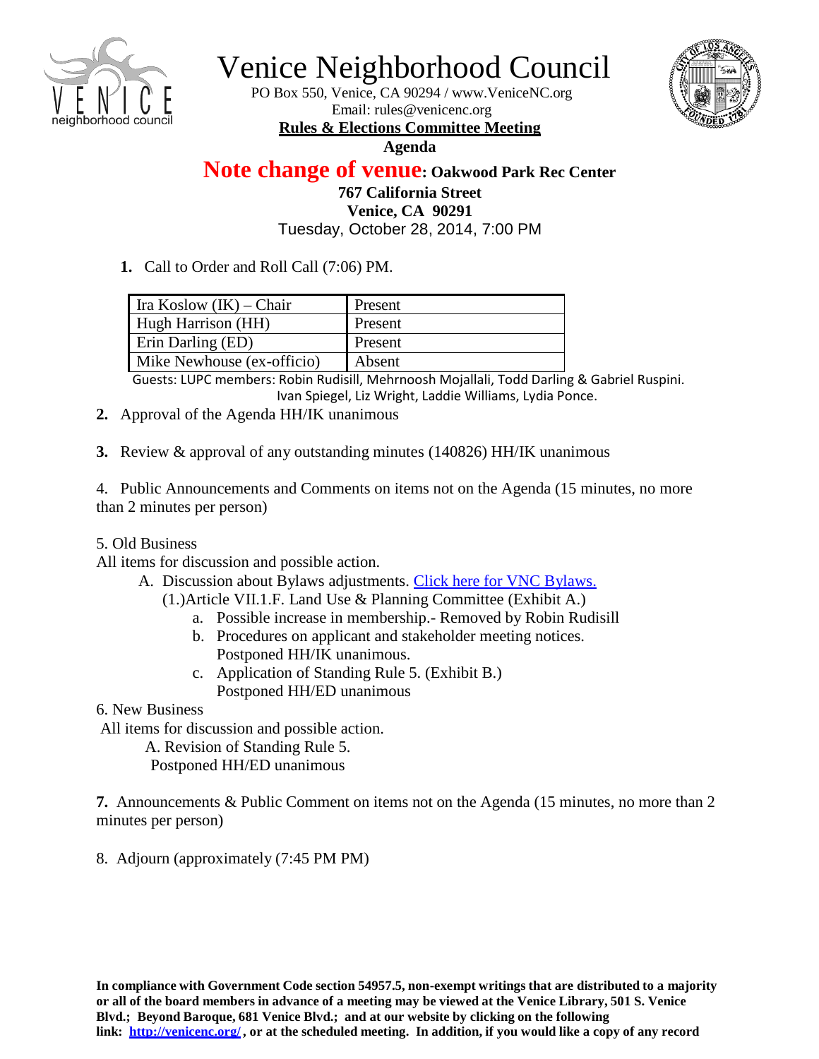# Venice Neighborhood Council

PO Box 550, Venice, CA 90294 / www.VeniceNC.org
Email: rules@venicenc.org

**Rules & Elections Committee Meeting**

**Agenda**

**Note change of venue: Oakwood Park Rec Center**
**767 California Street**
**Venice, CA 90291**
Tuesday, October 28, 2014, 7:00 PM

1. Call to Order and Roll Call (7:06) PM.

| | |
|---|---|
| Ira Koslow (IK) – Chair | Present |
| Hugh Harrison (HH) | Present |
| Erin Darling (ED) | Present |
| Mike Newhouse (ex-officio) | Absent |

Guests: LUPC members: Robin Rudisill, Mehrnoosh Mojallali, Todd Darling & Gabriel Ruspini. Ivan Spiegel, Liz Wright, Laddie Williams, Lydia Ponce.

2. Approval of the Agenda HH/IK unanimous

3. Review & approval of any outstanding minutes (140826) HH/IK unanimous

4. Public Announcements and Comments on items not on the Agenda (15 minutes, no more than 2 minutes per person)

5. Old Business

All items for discussion and possible action.

- A. Discussion about Bylaws adjustments. [Click here for VNC Bylaws.]
  - (1.)Article VII.1.F. Land Use & Planning Committee (Exhibit A.)
    - a. Possible increase in membership.- Removed by Robin Rudisill
    - b. Procedures on applicant and stakeholder meeting notices.
      Postponed HH/IK unanimous.
    - c. Application of Standing Rule 5. (Exhibit B.)
      Postponed HH/ED unanimous

6. New Business

All items for discussion and possible action.

- A. Revision of Standing Rule 5.
  Postponed HH/ED unanimous

7. Announcements & Public Comment on items not on the Agenda (15 minutes, no more than 2 minutes per person)

8. Adjourn (approximately (7:45 PM PM)

**In compliance with Government Code section 54957.5, non-exempt writings that are distributed to a majority or all of the board members in advance of a meeting may be viewed at the Venice Library, 501 S. Venice Blvd.; Beyond Baroque, 681 Venice Blvd.; and at our website by clicking on the following link: http://venicenc.org/, or at the scheduled meeting. In addition, if you would like a copy of any record**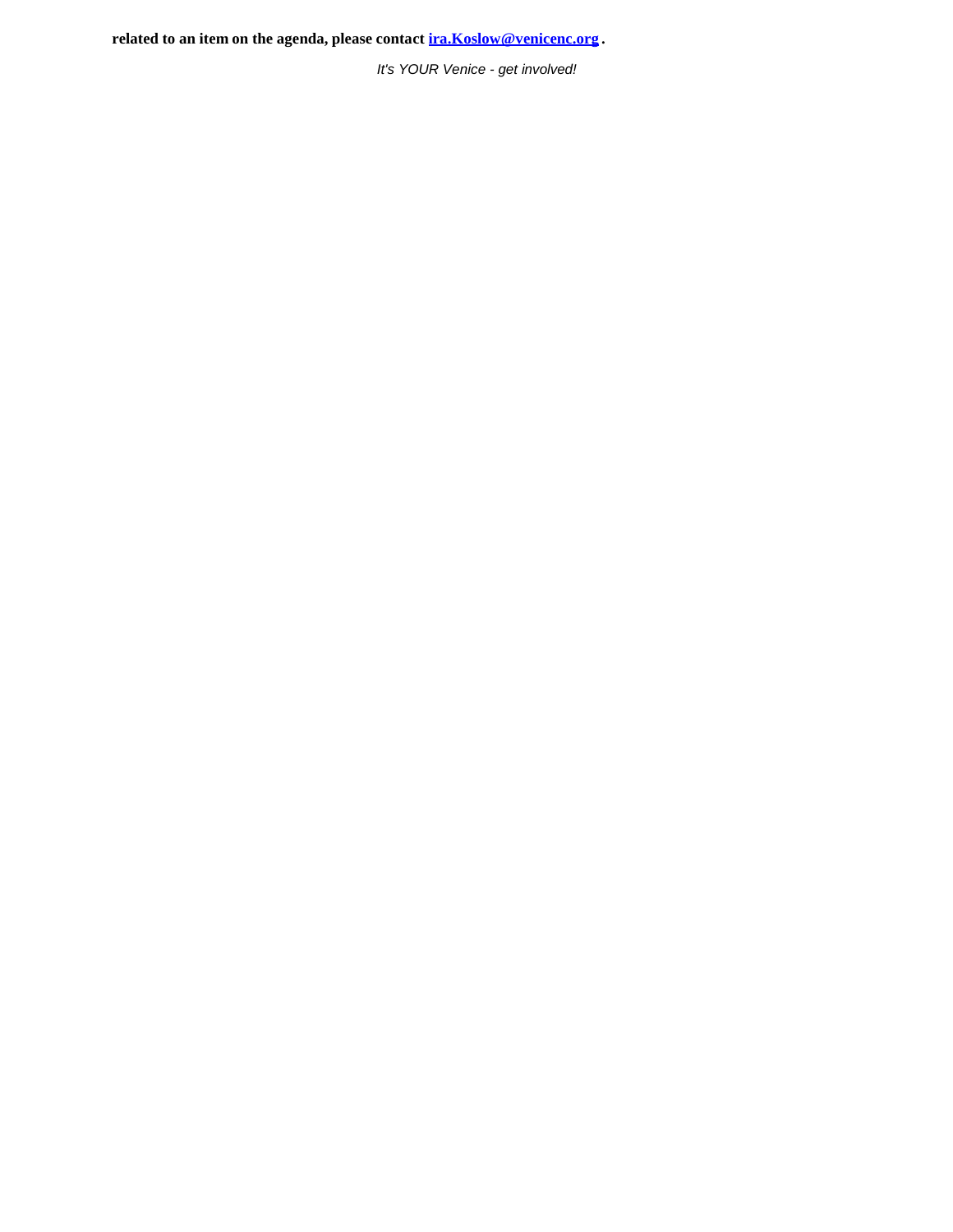**related to an item on the agenda, please contact [ira.Koslow@venicenc.org](mailto:ira.Koslow@venicenc.org) .**

*It's YOUR Venice - get involved!*